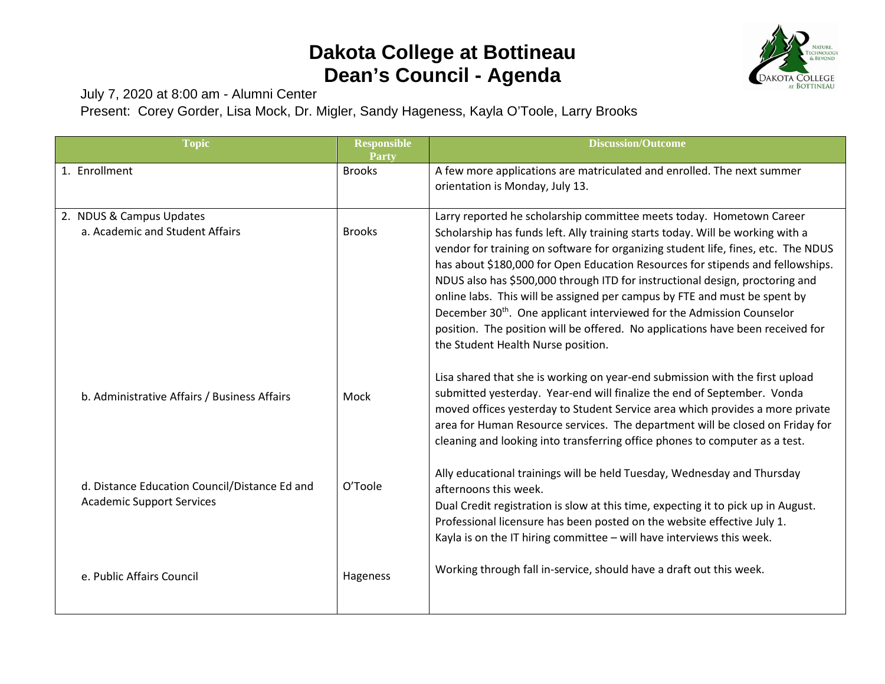# Dakota College at Bottineau
# Dean's Council - Agenda

July 7, 2020 at 8:00 am - Alumni Center

Present: Corey Gorder, Lisa Mock, Dr. Migler, Sandy Hageness, Kayla O'Toole, Larry Brooks

| Topic | Responsible Party | Discussion/Outcome |
|---|---|---|
| 1. Enrollment | Brooks | A few more applications are matriculated and enrolled. The next summer orientation is Monday, July 13. |
| 2. NDUS & Campus Updates<br>a. Academic and Student Affairs | Brooks | Larry reported he scholarship committee meets today. Hometown Career Scholarship has funds left. Ally training starts today. Will be working with a vendor for training on software for organizing student life, fines, etc. The NDUS has about $180,000 for Open Education Resources for stipends and fellowships. NDUS also has $500,000 through ITD for instructional design, proctoring and online labs. This will be assigned per campus by FTE and must be spent by December 30th. One applicant interviewed for the Admission Counselor position. The position will be offered. No applications have been received for the Student Health Nurse position. |
| b. Administrative Affairs / Business Affairs | Mock | Lisa shared that she is working on year-end submission with the first upload submitted yesterday. Year-end will finalize the end of September. Vonda moved offices yesterday to Student Service area which provides a more private area for Human Resource services. The department will be closed on Friday for cleaning and looking into transferring office phones to computer as a test. |
| d. Distance Education Council/Distance Ed and Academic Support Services | O'Toole | Ally educational trainings will be held Tuesday, Wednesday and Thursday afternoons this week.<br>Dual Credit registration is slow at this time, expecting it to pick up in August.<br>Professional licensure has been posted on the website effective July 1.<br>Kayla is on the IT hiring committee – will have interviews this week. |
| e. Public Affairs Council | Hageness | Working through fall in-service, should have a draft out this week. |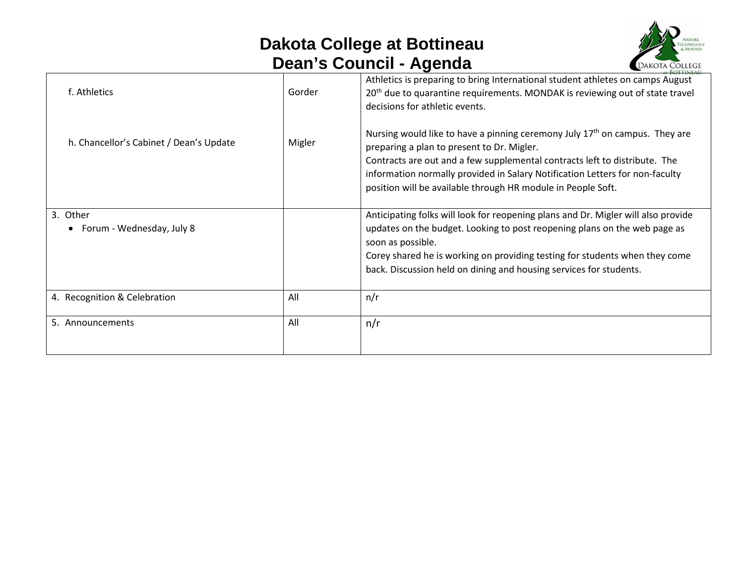# Dakota College at Bottineau
# Dean's Council - Agenda

| | | |
|---|---|---|
| f. Athletics | Gorder | Athletics is preparing to bring International student athletes on camps August 20th due to quarantine requirements. MONDAK is reviewing out of state travel decisions for athletic events. |
| h. Chancellor's Cabinet / Dean's Update | Migler | Nursing would like to have a pinning ceremony July 17th on campus. They are preparing a plan to present to Dr. Migler.<br>Contracts are out and a few supplemental contracts left to distribute. The information normally provided in Salary Notification Letters for non-faculty position will be available through HR module in People Soft. |
| 3. Other<br>• Forum - Wednesday, July 8 | | Anticipating folks will look for reopening plans and Dr. Migler will also provide updates on the budget. Looking to post reopening plans on the web page as soon as possible.<br>Corey shared he is working on providing testing for students when they come back. Discussion held on dining and housing services for students. |
| 4. Recognition & Celebration | All | n/r |
| 5. Announcements | All | n/r |